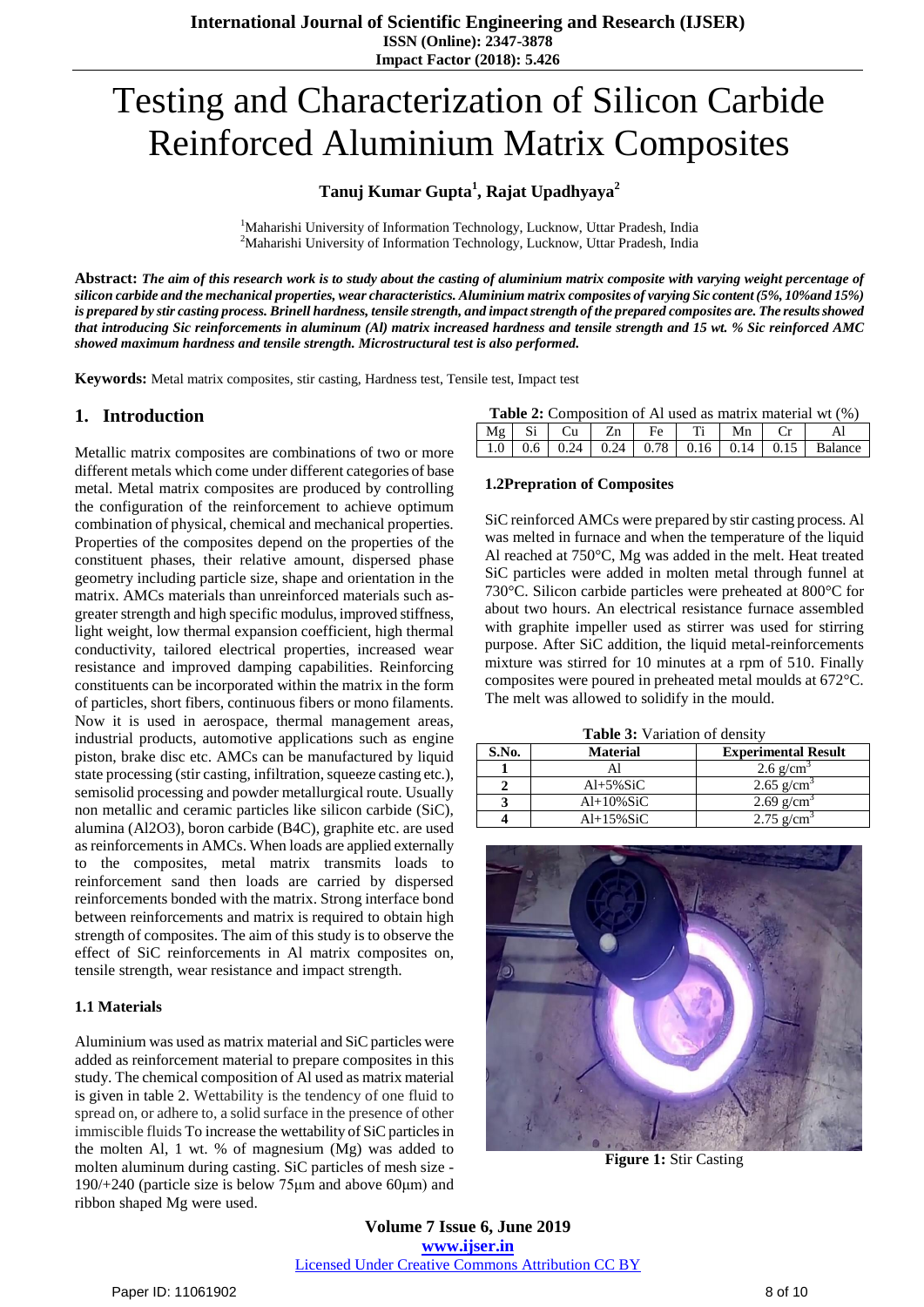# Testing and Characterization of Silicon Carbide Reinforced Aluminium Matrix Composites

**Tanuj Kumar Gupta[1], Rajat Upadhyaya[2]**

[1]Maharishi University of Information Technology, Lucknow, Uttar Pradesh, India
[2]Maharishi University of Information Technology, Lucknow, Uttar Pradesh, India

**Abstract:** ***The aim of this research work is to study about the casting of aluminium matrix composite with varying weight percentage of silicon carbide and the mechanical properties, wear characteristics. Aluminium matrix composites of varying Sic content (5%, 10%and 15%) is prepared by stir casting process. Brinell hardness, tensile strength, and impact strength of the prepared composites are. The results showed that introducing Sic reinforcements in aluminum (Al) matrix increased hardness and tensile strength and 15 wt. % Sic reinforced AMC showed maximum hardness and tensile strength. Microstructural test is also performed.***

**Keywords:** Metal matrix composites, stir casting, Hardness test, Tensile test, Impact test

## 1. Introduction

Metallic matrix composites are combinations of two or more different metals which come under different categories of base metal. Metal matrix composites are produced by controlling the configuration of the reinforcement to achieve optimum combination of physical, chemical and mechanical properties. Properties of the composites depend on the properties of the constituent phases, their relative amount, dispersed phase geometry including particle size, shape and orientation in the matrix. AMCs materials than unreinforced materials such as-greater strength and high specific modulus, improved stiffness, light weight, low thermal expansion coefficient, high thermal conductivity, tailored electrical properties, increased wear resistance and improved damping capabilities. Reinforcing constituents can be incorporated within the matrix in the form of particles, short fibers, continuous fibers or mono filaments. Now it is used in aerospace, thermal management areas, industrial products, automotive applications such as engine piston, brake disc etc. AMCs can be manufactured by liquid state processing (stir casting, infiltration, squeeze casting etc.), semisolid processing and powder metallurgical route. Usually non metallic and ceramic particles like silicon carbide (SiC), alumina (Al2O3), boron carbide (B4C), graphite etc. are used as reinforcements in AMCs. When loads are applied externally to the composites, metal matrix transmits loads to reinforcement sand then loads are carried by dispersed reinforcements bonded with the matrix. Strong interface bond between reinforcements and matrix is required to obtain high strength of composites. The aim of this study is to observe the effect of SiC reinforcements in Al matrix composites on, tensile strength, wear resistance and impact strength.

### 1.1 Materials

Aluminium was used as matrix material and SiC particles were added as reinforcement material to prepare composites in this study. The chemical composition of Al used as matrix material is given in table 2. Wettability is the tendency of one fluid to spread on, or adhere to, a solid surface in the presence of other immiscible fluids To increase the wettability of SiC particles in the molten Al, 1 wt. % of magnesium (Mg) was added to molten aluminum during casting. SiC particles of mesh size -190/+240 (particle size is below 75μm and above 60μm) and ribbon shaped Mg were used.

**Table 2:** Composition of Al used as matrix material wt (%)

| Mg | Si | Cu | Zn | Fe | Ti | Mn | Cr | Al |
|---|---|---|---|---|---|---|---|---|
| 1.0 | 0.6 | 0.24 | 0.24 | 0.78 | 0.16 | 0.14 | 0.15 | Balance |

### 1.2Prepration of Composites

SiC reinforced AMCs were prepared by stir casting process. Al was melted in furnace and when the temperature of the liquid Al reached at 750°C, Mg was added in the melt. Heat treated SiC particles were added in molten metal through funnel at 730°C. Silicon carbide particles were preheated at 800°C for about two hours. An electrical resistance furnace assembled with graphite impeller used as stirrer was used for stirring purpose. After SiC addition, the liquid metal-reinforcements mixture was stirred for 10 minutes at a rpm of 510. Finally composites were poured in preheated metal moulds at 672°C. The melt was allowed to solidify in the mould.

**Table 3:** Variation of density

| S.No. | Material | Experimental Result |
|---|---|---|
| 1 | Al | 2.6 g/cm$^3$ |
| 2 | Al+5%SiC | 2.65 g/cm$^3$ |
| 3 | Al+10%SiC | 2.69 g/cm$^3$ |
| 4 | Al+15%SiC | 2.75 g/cm$^3$ |

**Figure 1:** Stir Casting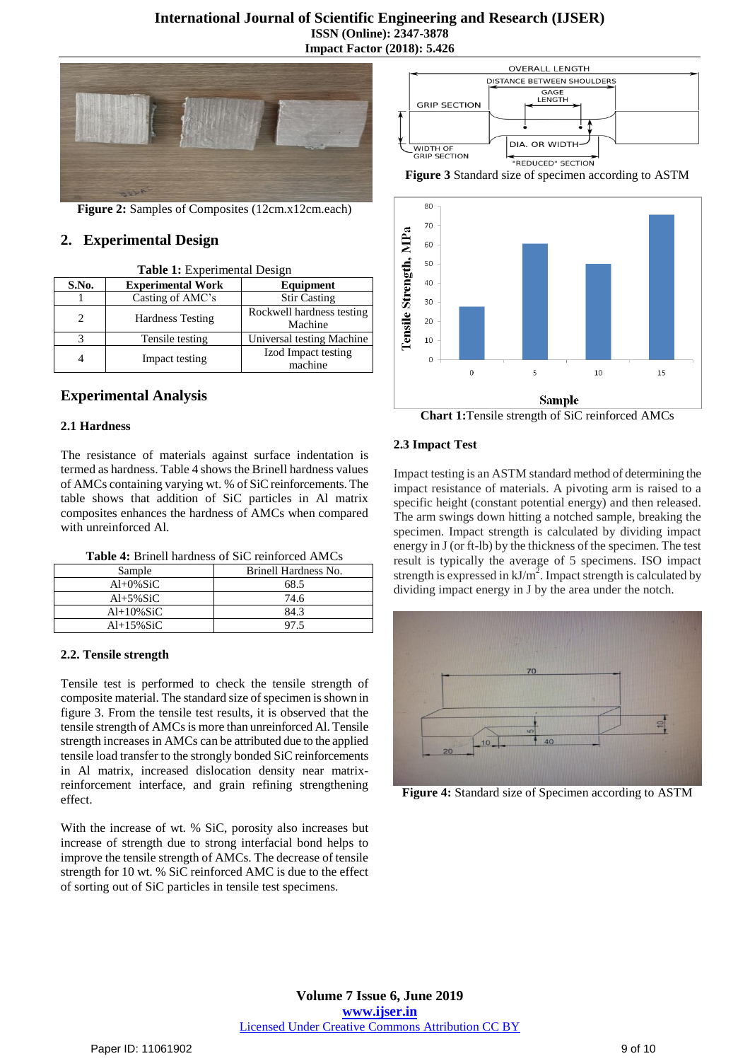Figure 2: Samples of Composites (12cm.x12cm.each)

## 2. Experimental Design

**Table 1:** Experimental Design

| S.No. | Experimental Work | Equipment |
|---|---|---|
| 1 | Casting of AMC's | Stir Casting |
| 2 | Hardness Testing | Rockwell hardness testing Machine |
| 3 | Tensile testing | Universal testing Machine |
| 4 | Impact testing | Izod Impact testing machine |

## Experimental Analysis

### 2.1 Hardness

The resistance of materials against surface indentation is termed as hardness. Table 4 shows the Brinell hardness values of AMCs containing varying wt. % of SiC reinforcements. The table shows that addition of SiC particles in Al matrix composites enhances the hardness of AMCs when compared with unreinforced Al.

**Table 4:** Brinell hardness of SiC reinforced AMCs

| Sample | Brinell Hardness No. |
|---|---|
| Al+0%SiC | 68.5 |
| Al+5%SiC | 74.6 |
| Al+10%SiC | 84.3 |
| Al+15%SiC | 97.5 |

### 2.2. Tensile strength

Tensile test is performed to check the tensile strength of composite material. The standard size of specimen is shown in figure 3. From the tensile test results, it is observed that the tensile strength of AMCs is more than unreinforced Al. Tensile strength increases in AMCs can be attributed due to the applied tensile load transfer to the strongly bonded SiC reinforcements in Al matrix, increased dislocation density near matrix-reinforcement interface, and grain refining strengthening effect.

With the increase of wt. % SiC, porosity also increases but increase of strength due to strong interfacial bond helps to improve the tensile strength of AMCs. The decrease of tensile strength for 10 wt. % SiC reinforced AMC is due to the effect of sorting out of SiC particles in tensile test specimens.

**Figure 3** Standard size of specimen according to ASTM

**Chart 1:** Tensile strength of SiC reinforced AMCs

### 2.3 Impact Test

Impact testing is an ASTM standard method of determining the impact resistance of materials. A pivoting arm is raised to a specific height (constant potential energy) and then released. The arm swings down hitting a notched sample, breaking the specimen. Impact strength is calculated by dividing impact energy in J (or ft-lb) by the thickness of the specimen. The test result is typically the average of 5 specimens. ISO impact strength is expressed in $kJ/m^2$. Impact strength is calculated by dividing impact energy in J by the area under the notch.

**Figure 4:** Standard size of Specimen according to ASTM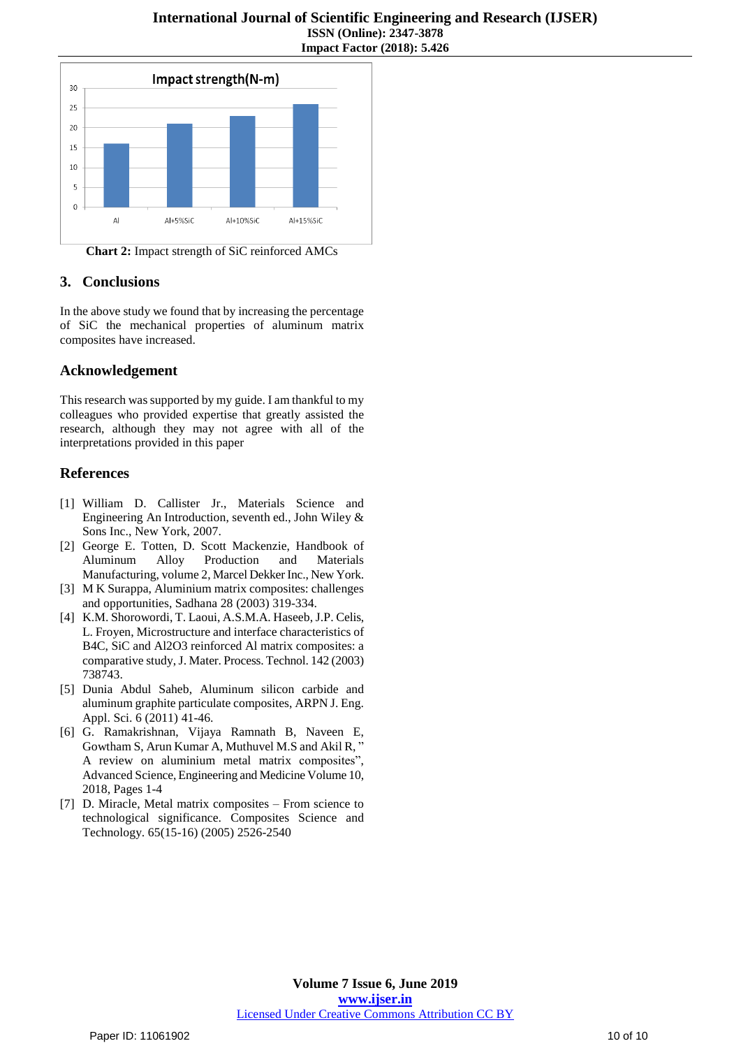Impact strength(N-m)

30
25
20
15
10
5
0

Al
Al+5%SiC
Al+10%SiC
Al+15%SiC

**Chart 2:** Impact strength of SiC reinforced AMCs

## 3. Conclusions

In the above study we found that by increasing the percentage of SiC the mechanical properties of aluminum matrix composites have increased.

## Acknowledgement

This research was supported by my guide. I am thankful to my colleagues who provided expertise that greatly assisted the research, although they may not agree with all of the interpretations provided in this paper

## References

[1] William D. Callister Jr., Materials Science and Engineering An Introduction, seventh ed., John Wiley & Sons Inc., New York, 2007.

[2] George E. Totten, D. Scott Mackenzie, Handbook of Aluminum Alloy Production and Materials Manufacturing, volume 2, Marcel Dekker Inc., New York.

[3] M K Surappa, Aluminium matrix composites: challenges and opportunities, Sadhana 28 (2003) 319-334.

[4] K.M. Shorowordi, T. Laoui, A.S.M.A. Haseeb, J.P. Celis, L. Froyen, Microstructure and interface characteristics of B4C, SiC and Al2O3 reinforced Al matrix composites: a comparative study, J. Mater. Process. Technol. 142 (2003) 738743.

[5] Dunia Abdul Saheb, Aluminum silicon carbide and aluminum graphite particulate composites, ARPN J. Eng. Appl. Sci. 6 (2011) 41-46.

[6] G. Ramakrishnan, Vijaya Ramnath B, Naveen E, Gowtham S, Arun Kumar A, Muthuvel M.S and Akil R, " A review on aluminium metal matrix composites", Advanced Science, Engineering and Medicine Volume 10, 2018, Pages 1-4

[7] D. Miracle, Metal matrix composites – From science to technological significance. Composites Science and Technology. 65(15-16) (2005) 2526-2540